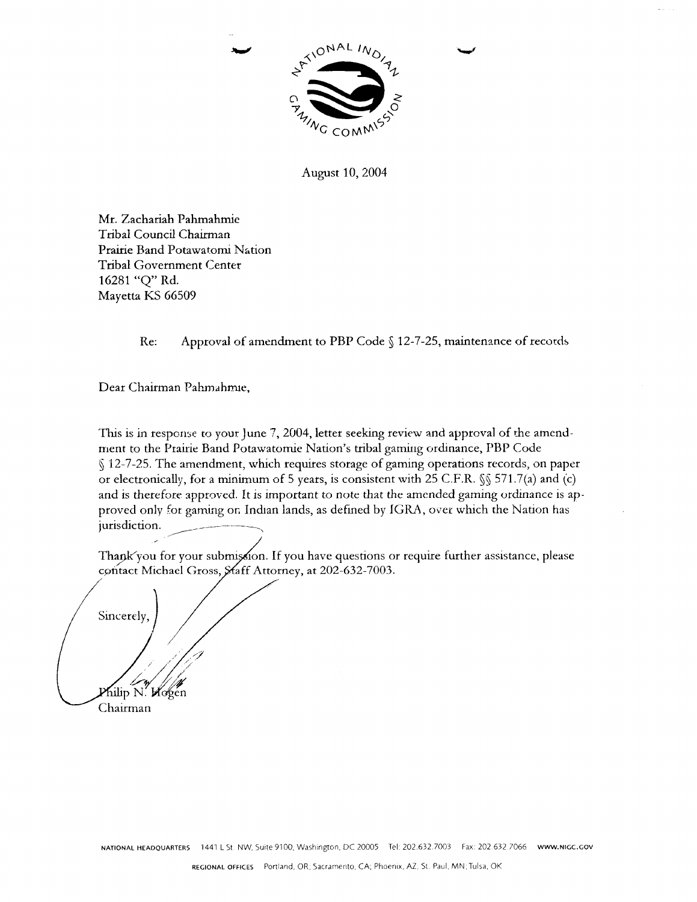NATIONAL INDIAN GAMING COMMISSION

August 10, 2004

Mr. Zachariah Pahmahmie
Tribal Council Chairman
Prairie Band Potawatomi Nation
Tribal Government Center
16281 "Q" Rd.
Mayetta KS 66509

Re: Approval of amendment to PBP Code § 12-7-25, maintenance of records

Dear Chairman Pahmahmie,

This is in response to your June 7, 2004, letter seeking review and approval of the amendment to the Prairie Band Potawatomie Nation's tribal gaming ordinance, PBP Code § 12-7-25. The amendment, which requires storage of gaming operations records, on paper or electronically, for a minimum of 5 years, is consistent with 25 C.F.R. §§ 571.7(a) and (c) and is therefore approved. It is important to note that the amended gaming ordinance is approved only for gaming on Indian lands, as defined by IGRA, over which the Nation has jurisdiction.

Thank you for your submission. If you have questions or require further assistance, please contact Michael Gross, Staff Attorney, at 202-632-7003.

Sincerely,

Philip N. Hogen
Chairman

NATIONAL HEADQUARTERS 1441 L St. NW, Suite 9100, Washington, DC 20005 Tel: 202.632.7003 Fax: 202.632.7066 WWW.NIGC.GOV

REGIONAL OFFICES Portland, OR; Sacramento, CA; Phoenix, AZ; St. Paul, MN; Tulsa, OK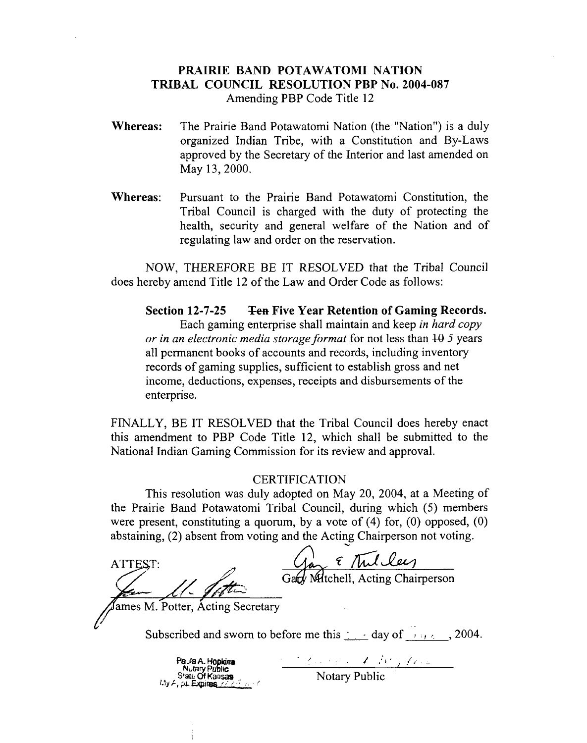**PRAIRIE BAND POTAWATOMI NATION**
**TRIBAL COUNCIL RESOLUTION PBP No. 2004-087**
Amending PBP Code Title 12

**Whereas:** The Prairie Band Potawatomi Nation (the "Nation") is a duly organized Indian Tribe, with a Constitution and By-Laws approved by the Secretary of the Interior and last amended on May 13, 2000.

**Whereas:** Pursuant to the Prairie Band Potawatomi Constitution, the Tribal Council is charged with the duty of protecting the health, security and general welfare of the Nation and of regulating law and order on the reservation.

NOW, THEREFORE BE IT RESOLVED that the Tribal Council does hereby amend Title 12 of the Law and Order Code as follows:

**Section 12-7-25 ~~Ten~~ Five Year Retention of Gaming Records.**
Each gaming enterprise shall maintain and keep *in hard copy or in an electronic media storage format* for not less than ~~10~~ *5* years all permanent books of accounts and records, including inventory records of gaming supplies, sufficient to establish gross and net income, deductions, expenses, receipts and disbursements of the enterprise.

FINALLY, BE IT RESOLVED that the Tribal Council does hereby enact this amendment to PBP Code Title 12, which shall be submitted to the National Indian Gaming Commission for its review and approval.

CERTIFICATION

This resolution was duly adopted on May 20, 2004, at a Meeting of the Prairie Band Potawatomi Tribal Council, during which (5) members were present, constituting a quorum, by a vote of (4) for, (0) opposed, (0) abstaining, (2) absent from voting and the Acting Chairperson not voting.

ATTEST:

James M. Potter, Acting Secretary

Gary Mitchell, Acting Chairperson

Subscribed and sworn to before me this ____ day of ______, 2004.

Paula A. Hopkins
Notary Public
State Of Kansas
My Appt. Expires ______

Notary Public